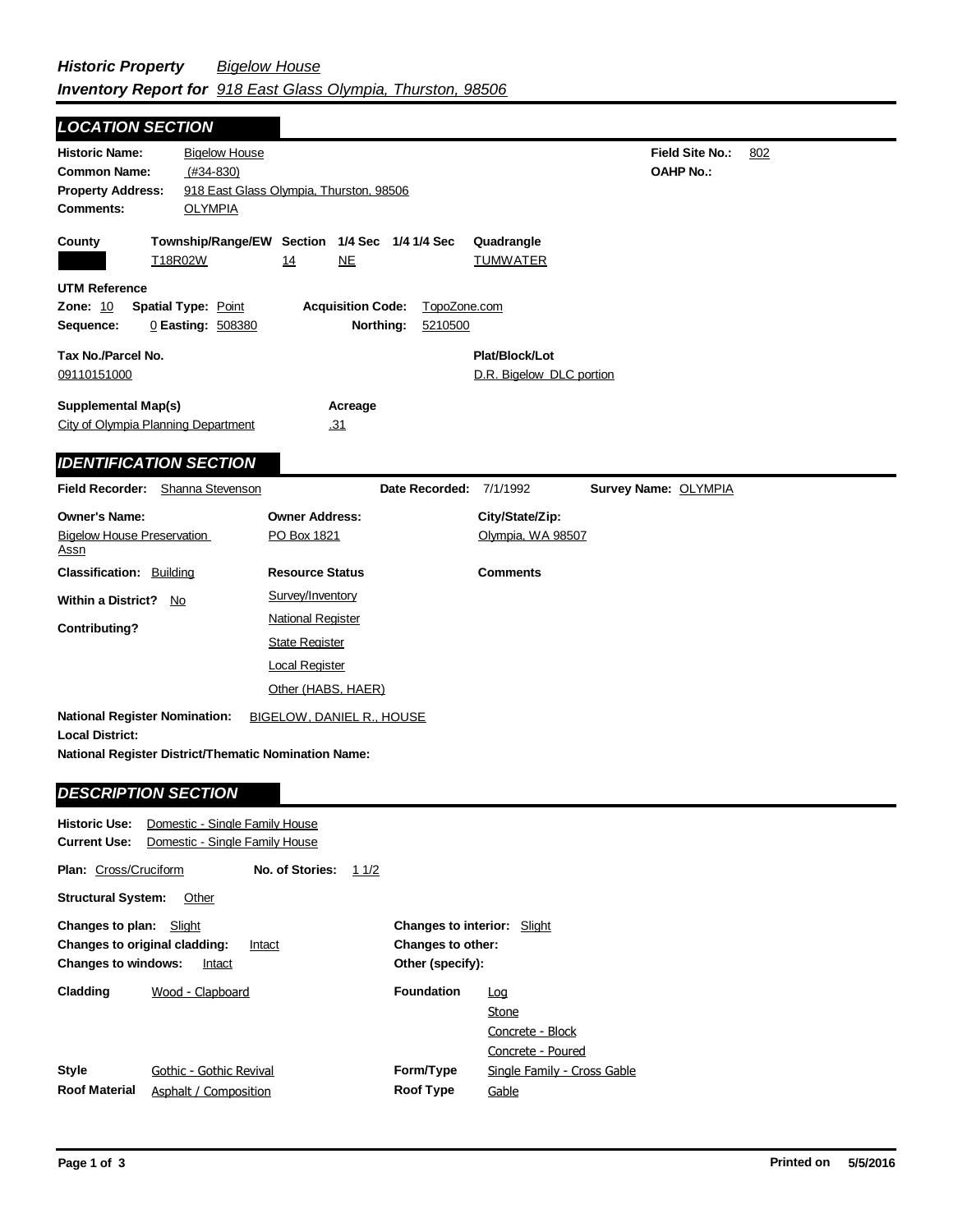***Historic Property*** *Bigelow House*
***Inventory Report for*** *918 East Glass Olympia, Thurston, 98506*

## LOCATION SECTION

**Historic Name:** Bigelow House
**Common Name:** (#34-830)
**Property Address:** 918 East Glass Olympia, Thurston, 98506
**Comments:** OLYMPIA

**Field Site No.:** 802
**OAHP No.:**

| County | Township/Range/EW | Section | 1/4 Sec | 1/4 1/4 Sec | Quadrangle |
|---|---|---|---|---|---|
| | T18R02W | 14 | NE | | TUMWATER |

**UTM Reference**
**Zone:** 10 **Spatial Type:** Point **Acquisition Code:** TopoZone.com
**Sequence:** 0 **Easting:** 508380 **Northing:** 5210500

**Tax No./Parcel No.**
09110151000

**Plat/Block/Lot**
D.R. Bigelow DLC portion

**Supplemental Map(s)**
City of Olympia Planning Department

**Acreage**
.31

## IDENTIFICATION SECTION

**Field Recorder:** Shanna Stevenson **Date Recorded:** 7/1/1992 **Survey Name:** OLYMPIA

| Owner's Name: | Owner Address: | City/State/Zip: |
|---|---|---|
| Bigelow House Preservation Assn | PO Box 1821 | Olympia, WA 98507 |

**Classification:** Building
**Within a District?** No
**Contributing?**

**Resource Status**
- Survey/Inventory
- National Register
- State Register
- Local Register
- Other (HABS, HAER)

**Comments**

**National Register Nomination:** BIGELOW, DANIEL R., HOUSE
**Local District:**
**National Register District/Thematic Nomination Name:**

## DESCRIPTION SECTION

**Historic Use:** Domestic - Single Family House
**Current Use:** Domestic - Single Family House

**Plan:** Cross/Cruciform **No. of Stories:** 1 1/2

**Structural System:** Other

**Changes to plan:** Slight
**Changes to original cladding:** Intact
**Changes to windows:** Intact

**Changes to interior:** Slight
**Changes to other:**
**Other (specify):**

**Cladding** Wood - Clapboard

**Foundation** Log, Stone, Concrete - Block, Concrete - Poured

**Style** Gothic - Gothic Revival
**Roof Material** Asphalt / Composition

**Form/Type** Single Family - Cross Gable
**Roof Type** Gable

**Printed on** 5/5/2016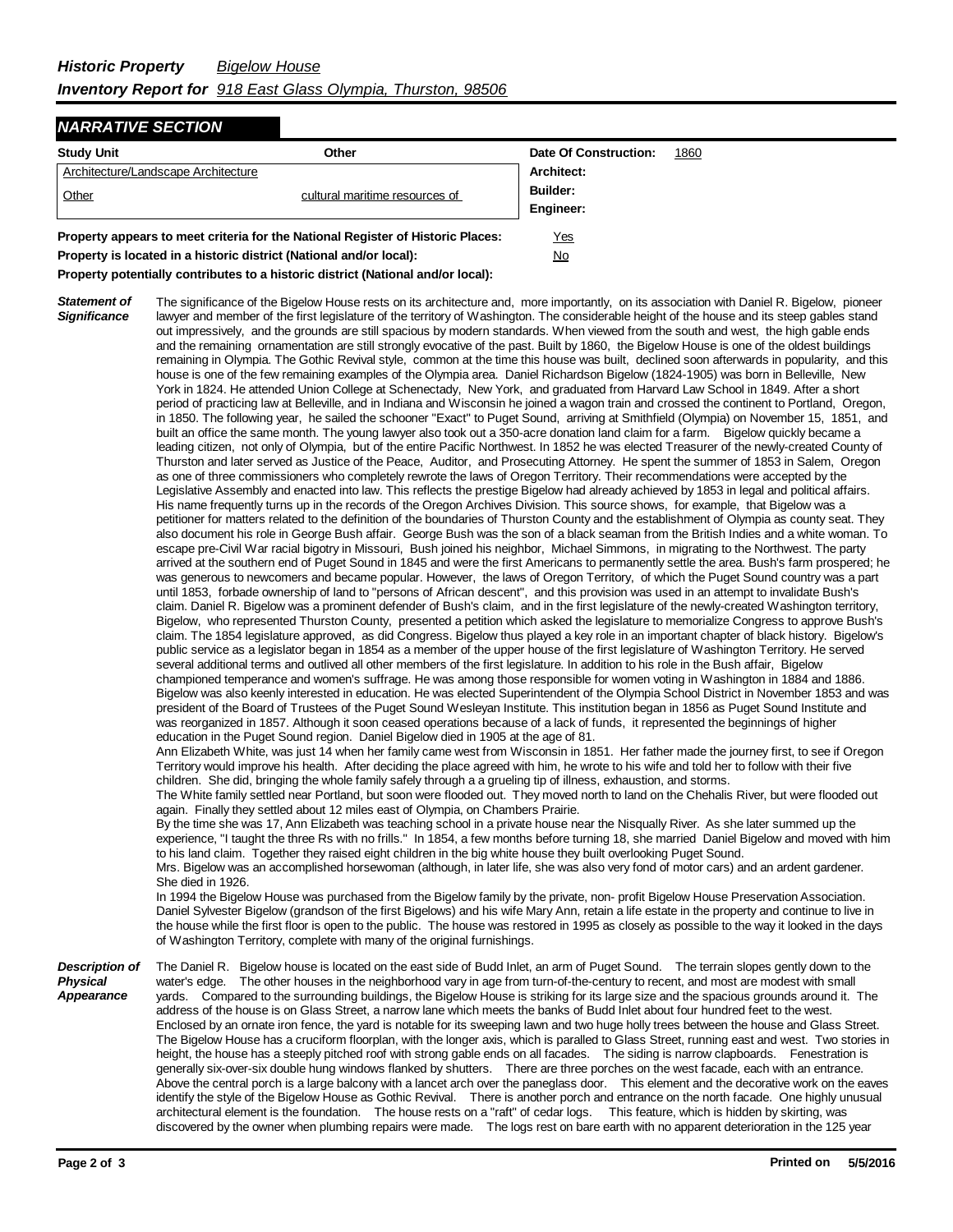***Historic Property*** *Bigelow House*

***Inventory Report for*** *918 East Glass Olympia, Thurston, 98506*

## NARRATIVE SECTION

| Study Unit | Other | Date Of Construction: | 1860 |
|---|---|---|---|
| Architecture/Landscape Architecture | | Architect: | |
| Other | cultural maritime resources of | Builder: | |
| | | Engineer: | |

**Property appears to meet criteria for the National Register of Historic Places:** Yes

**Property is located in a historic district (National and/or local):** No

**Property potentially contributes to a historic district (National and/or local):**

***Statement of Significance***

The significance of the Bigelow House rests on its architecture and, more importantly, on its association with Daniel R. Bigelow, pioneer lawyer and member of the first legislature of the territory of Washington. The considerable height of the house and its steep gables stand out impressively, and the grounds are still spacious by modern standards. When viewed from the south and west, the high gable ends and the remaining ornamentation are still strongly evocative of the past. Built by 1860, the Bigelow House is one of the oldest buildings remaining in Olympia. The Gothic Revival style, common at the time this house was built, declined soon afterwards in popularity, and this house is one of the few remaining examples of the Olympia area. Daniel Richardson Bigelow (1824-1905) was born in Belleville, New York in 1824. He attended Union College at Schenectady, New York, and graduated from Harvard Law School in 1849. After a short period of practicing law at Belleville, and in Indiana and Wisconsin he joined a wagon train and crossed the continent to Portland, Oregon, in 1850. The following year, he sailed the schooner "Exact" to Puget Sound, arriving at Smithfield (Olympia) on November 15, 1851, and built an office the same month. The young lawyer also took out a 350-acre donation land claim for a farm. Bigelow quickly became a leading citizen, not only of Olympia, but of the entire Pacific Northwest. In 1852 he was elected Treasurer of the newly-created County of Thurston and later served as Justice of the Peace, Auditor, and Prosecuting Attorney. He spent the summer of 1853 in Salem, Oregon as one of three commissioners who completely rewrote the laws of Oregon Territory. Their recommendations were accepted by the Legislative Assembly and enacted into law. This reflects the prestige Bigelow had already achieved by 1853 in legal and political affairs. His name frequently turns up in the records of the Oregon Archives Division. This source shows, for example, that Bigelow was a petitioner for matters related to the definition of the boundaries of Thurston County and the establishment of Olympia as county seat. They also document his role in George Bush affair. George Bush was the son of a black seaman from the British Indies and a white woman. To escape pre-Civil War racial bigotry in Missouri, Bush joined his neighbor, Michael Simmons, in migrating to the Northwest. The party arrived at the southern end of Puget Sound in 1845 and were the first Americans to permanently settle the area. Bush's farm prospered; he was generous to newcomers and became popular. However, the laws of Oregon Territory, of which the Puget Sound country was a part until 1853, forbade ownership of land to "persons of African descent", and this provision was used in an attempt to invalidate Bush's claim. Daniel R. Bigelow was a prominent defender of Bush's claim, and in the first legislature of the newly-created Washington territory, Bigelow, who represented Thurston County, presented a petition which asked the legislature to memorialize Congress to approve Bush's claim. The 1854 legislature approved, as did Congress. Bigelow thus played a key role in an important chapter of black history. Bigelow's public service as a legislator began in 1854 as a member of the upper house of the first legislature of Washington Territory. He served several additional terms and outlived all other members of the first legislature. In addition to his role in the Bush affair, Bigelow championed temperance and women's suffrage. He was among those responsible for women voting in Washington in 1884 and 1886. Bigelow was also keenly interested in education. He was elected Superintendent of the Olympia School District in November 1853 and was president of the Board of Trustees of the Puget Sound Wesleyan Institute. This institution began in 1856 as Puget Sound Institute and was reorganized in 1857. Although it soon ceased operations because of a lack of funds, it represented the beginnings of higher education in the Puget Sound region. Daniel Bigelow died in 1905 at the age of 81.

Ann Elizabeth White, was just 14 when her family came west from Wisconsin in 1851. Her father made the journey first, to see if Oregon Territory would improve his health. After deciding the place agreed with him, he wrote to his wife and told her to follow with their five children. She did, bringing the whole family safely through a a grueling tip of illness, exhaustion, and storms.

The White family settled near Portland, but soon were flooded out. They moved north to land on the Chehalis River, but were flooded out again. Finally they settled about 12 miles east of Olympia, on Chambers Prairie.

By the time she was 17, Ann Elizabeth was teaching school in a private house near the Nisqually River. As she later summed up the experience, "I taught the three Rs with no frills." In 1854, a few months before turning 18, she married Daniel Bigelow and moved with him to his land claim. Together they raised eight children in the big white house they built overlooking Puget Sound.

Mrs. Bigelow was an accomplished horsewoman (although, in later life, she was also very fond of motor cars) and an ardent gardener. She died in 1926.

In 1994 the Bigelow House was purchased from the Bigelow family by the private, non- profit Bigelow House Preservation Association. Daniel Sylvester Bigelow (grandson of the first Bigelows) and his wife Mary Ann, retain a life estate in the property and continue to live in the house while the first floor is open to the public. The house was restored in 1995 as closely as possible to the way it looked in the days of Washington Territory, complete with many of the original furnishings.

***Description of Physical Appearance***

The Daniel R. Bigelow house is located on the east side of Budd Inlet, an arm of Puget Sound. The terrain slopes gently down to the water's edge. The other houses in the neighborhood vary in age from turn-of-the-century to recent, and most are modest with small yards. Compared to the surrounding buildings, the Bigelow House is striking for its large size and the spacious grounds around it. The address of the house is on Glass Street, a narrow lane which meets the banks of Budd Inlet about four hundred feet to the west. Enclosed by an ornate iron fence, the yard is notable for its sweeping lawn and two huge holly trees between the house and Glass Street. The Bigelow House has a cruciform floorplan, with the longer axis, which is paralled to Glass Street, running east and west. Two stories in height, the house has a steeply pitched roof with strong gable ends on all facades. The siding is narrow clapboards. Fenestration is generally six-over-six double hung windows flanked by shutters. There are three porches on the west facade, each with an entrance. Above the central porch is a large balcony with a lancet arch over the paneglass door. This element and the decorative work on the eaves identify the style of the Bigelow House as Gothic Revival. There is another porch and entrance on the north facade. One highly unusual architectural element is the foundation. The house rests on a "raft" of cedar logs. This feature, which is hidden by skirting, was discovered by the owner when plumbing repairs were made. The logs rest on bare earth with no apparent deterioration in the 125 year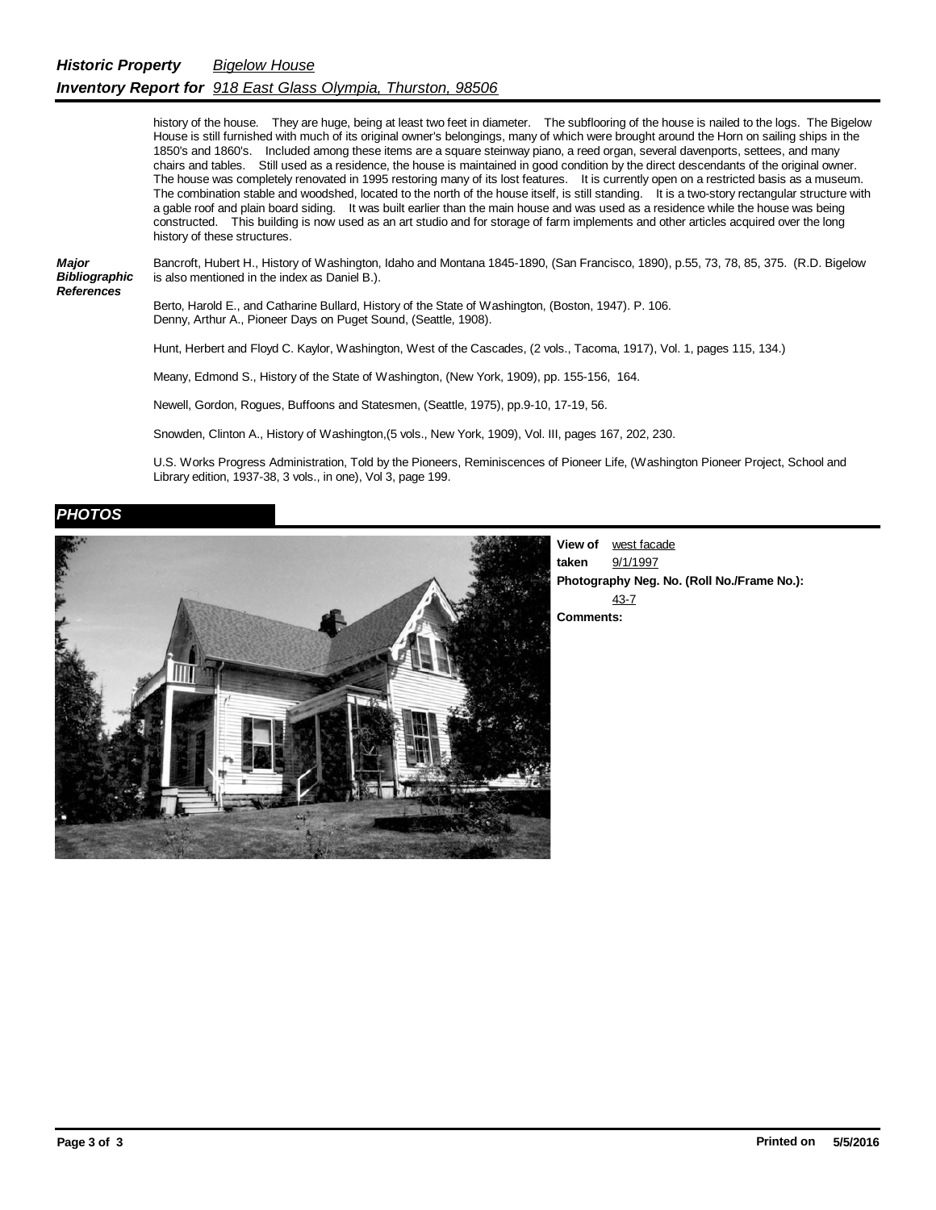history of the house. They are huge, being at least two feet in diameter. The subflooring of the house is nailed to the logs. The Bigelow House is still furnished with much of its original owner's belongings, many of which were brought around the Horn on sailing ships in the 1850's and 1860's. Included among these items are a square steinway piano, a reed organ, several davenports, settees, and many chairs and tables. Still used as a residence, the house is maintained in good condition by the direct descendants of the original owner. The house was completely renovated in 1995 restoring many of its lost features. It is currently open on a restricted basis as a museum. The combination stable and woodshed, located to the north of the house itself, is still standing. It is a two-story rectangular structure with a gable roof and plain board siding. It was built earlier than the main house and was used as a residence while the house was being constructed. This building is now used as an art studio and for storage of farm implements and other articles acquired over the long history of these structures.

***Major Bibliographic References***

Bancroft, Hubert H., History of Washington, Idaho and Montana 1845-1890, (San Francisco, 1890), p.55, 73, 78, 85, 375. (R.D. Bigelow is also mentioned in the index as Daniel B.).

Berto, Harold E., and Catharine Bullard, History of the State of Washington, (Boston, 1947). P. 106.
Denny, Arthur A., Pioneer Days on Puget Sound, (Seattle, 1908).

Hunt, Herbert and Floyd C. Kaylor, Washington, West of the Cascades, (2 vols., Tacoma, 1917), Vol. 1, pages 115, 134.)

Meany, Edmond S., History of the State of Washington, (New York, 1909), pp. 155-156, 164.

Newell, Gordon, Rogues, Buffoons and Statesmen, (Seattle, 1975), pp.9-10, 17-19, 56.

Snowden, Clinton A., History of Washington,(5 vols., New York, 1909), Vol. III, pages 167, 202, 230.

U.S. Works Progress Administration, Told by the Pioneers, Reminiscences of Pioneer Life, (Washington Pioneer Project, School and Library edition, 1937-38, 3 vols., in one), Vol 3, page 199.

## *PHOTOS*

**View of** west facade
**taken** 9/1/1997
**Photography Neg. No. (Roll No./Frame No.):** 43-7
**Comments:**